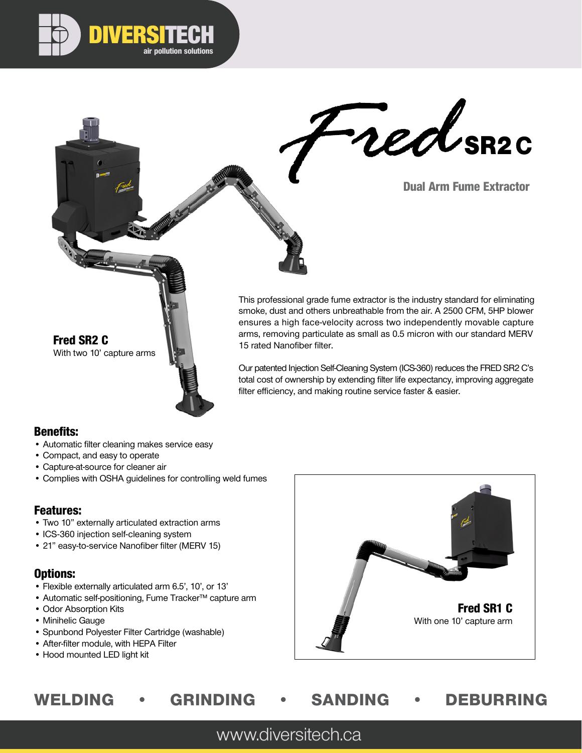# DIVERSITECH

air pollution solutions

# Fred SR2 C

## Dual Arm Fume Extractor

**Fred SR2 C**
With two 10' capture arms

This professional grade fume extractor is the industry standard for eliminating smoke, dust and others unbreathable from the air. A 2500 CFM, 5HP blower ensures a high face-velocity across two independently movable capture arms, removing particulate as small as 0.5 micron with our standard MERV 15 rated Nanofiber filter.

Our patented Injection Self-Cleaning System (ICS-360) reduces the FRED SR2 C's total cost of ownership by extending filter life expectancy, improving aggregate filter efficiency, and making routine service faster & easier.

### Benefits:

- Automatic filter cleaning makes service easy
- Compact, and easy to operate
- Capture-at-source for cleaner air
- Complies with OSHA guidelines for controlling weld fumes

### Features:

- Two 10" externally articulated extraction arms
- ICS-360 injection self-cleaning system
- 21" easy-to-service Nanofiber filter (MERV 15)

### Options:

- Flexible externally articulated arm 6.5', 10', or 13'
- Automatic self-positioning, Fume Tracker™ capture arm
- Odor Absorption Kits
- Minihelic Gauge
- Spunbond Polyester Filter Cartridge (washable)
- After-filter module, with HEPA Filter
- Hood mounted LED light kit

**Fred SR1 C**
With one 10' capture arm

**WELDING • GRINDING • SANDING • DEBURRING**

www.diversitech.ca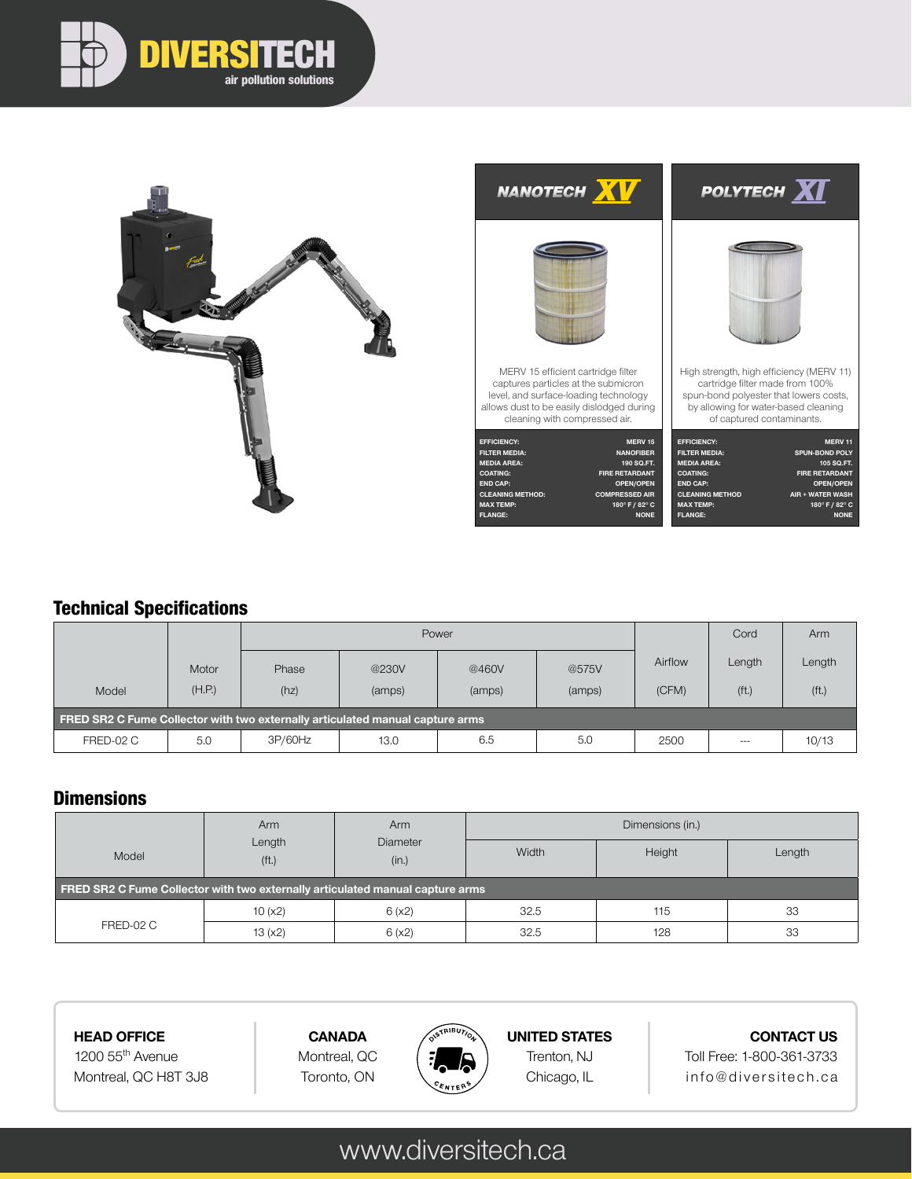**DIVERSITECH** air pollution solutions

## NANOTECH XV

MERV 15 efficient cartridge filter captures particles at the submicron level, and surface-loading technology allows dust to be easily dislodged during cleaning with compressed air.

| | |
|---|---|
| EFFICIENCY: | MERV 15 |
| FILTER MEDIA: | NANOFIBER |
| MEDIA AREA: | 190 SQ.FT. |
| COATING: | FIRE RETARDANT |
| END CAP: | OPEN/OPEN |
| CLEANING METHOD: | COMPRESSED AIR |
| MAX TEMP: | 180° F / 82° C |
| FLANGE: | NONE |

## POLYTECH XI

High strength, high efficiency (MERV 11) cartridge filter made from 100% spun-bond polyester that lowers costs, by allowing for water-based cleaning of captured contaminants.

| | |
|---|---|
| EFFICIENCY: | MERV 11 |
| FILTER MEDIA: | SPUN-BOND POLY |
| MEDIA AREA: | 105 SQ.FT. |
| COATING: | FIRE RETARDANT |
| END CAP: | OPEN/OPEN |
| CLEANING METHOD | AIR + WATER WASH |
| MAX TEMP: | 180° F / 82° C |
| FLANGE: | NONE |

## Technical Specifications

| Model | Motor (H.P.) | Power | | | | Airflow (CFM) | Cord Length (ft.) | Arm Length (ft.) |
|---|---|---|---|---|---|---|---|---|
| | | Phase (hz) | @230V (amps) | @460V (amps) | @575V (amps) | | | |
| FRED SR2 C Fume Collector with two externally articulated manual capture arms | | | | | | | | |
| FRED-02 C | 5.0 | 3P/60Hz | 13.0 | 6.5 | 5.0 | 2500 | --- | 10/13 |

## Dimensions

| Model | Arm Length (ft.) | Arm Diameter (in.) | Dimensions (in.) | | |
|---|---|---|---|---|---|
| | | | Width | Height | Length |
| FRED SR2 C Fume Collector with two externally articulated manual capture arms | | | | | |
| FRED-02 C | 10 (x2) | 6 (x2) | 32.5 | 115 | 33 |
| | 13 (x2) | 6 (x2) | 32.5 | 128 | 33 |

**HEAD OFFICE**
1200 55th Avenue
Montreal, QC H8T 3J8

**CANADA**
Montreal, QC
Toronto, ON

DISTRIBUTION CENTERS

**UNITED STATES**
Trenton, NJ
Chicago, IL

**CONTACT US**
Toll Free: 1-800-361-3733
info@diversitech.ca

www.diversitech.ca